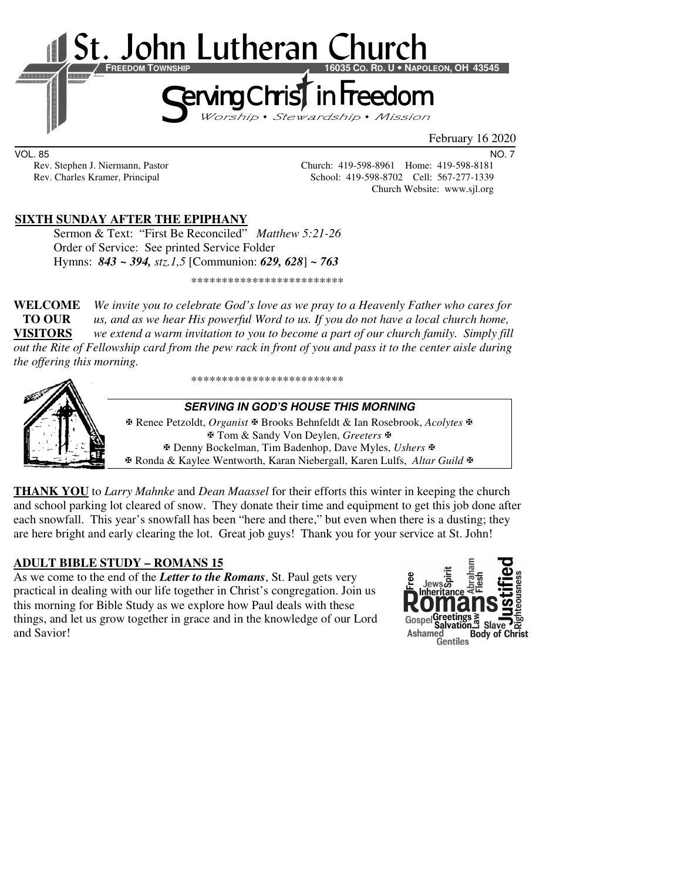# St. John Lutheran Church

**FREEDOM TOWNSHIP** **16035 CO. RD. U • NAPOLEON, OH 43545**

## Serving Christ in Freedom

*Worship • Stewardship • Mission*

February 16 2020

VOL. 85 NO. 7

Rev. Stephen J. Niermann, Pastor — Church: 419-598-8961 Home: 419-598-8181

Rev. Charles Kramer, Principal — School: 419-598-8702 Cell: 567-277-1339

Church Website: www.sjl.org

**SIXTH SUNDAY AFTER THE EPIPHANY**

Sermon & Text: "First Be Reconciled" *Matthew 5:21-26*

Order of Service: See printed Service Folder

Hymns: ***843 ~ 394,*** *stz.1,5* [Communion: ***629, 628***] ***~ 763***

\*\*\*\*\*\*\*\*\*\*\*\*\*\*\*\*\*\*\*\*\*\*\*\*\*

**WELCOME TO OUR VISITORS** *We invite you to celebrate God's love as we pray to a Heavenly Father who cares for us, and as we hear His powerful Word to us. If you do not have a local church home, we extend a warm invitation to you to become a part of our church family. Simply fill out the Rite of Fellowship card from the pew rack in front of you and pass it to the center aisle during the offering this morning.*

\*\*\*\*\*\*\*\*\*\*\*\*\*\*\*\*\*\*\*\*\*\*\*\*\*

**SERVING IN GOD'S HOUSE THIS MORNING**

✠ Renee Petzoldt, *Organist* ✠ Brooks Behnfeldt & Ian Rosebrook, *Acolytes* ✠
✠ Tom & Sandy Von Deylen, *Greeters* ✠
✠ Denny Bockelman, Tim Badenhop, Dave Myles, *Ushers* ✠
✠ Ronda & Kaylee Wentworth, Karan Niebergall, Karen Lulfs, *Altar Guild* ✠

**THANK YOU** to *Larry Mahnke* and *Dean Maassel* for their efforts this winter in keeping the church and school parking lot cleared of snow. They donate their time and equipment to get this job done after each snowfall. This year's snowfall has been "here and there," but even when there is a dusting; they are here bright and early clearing the lot. Great job guys! Thank you for your service at St. John!

**ADULT BIBLE STUDY – ROMANS 15**

As we come to the end of the ***Letter to the Romans***, St. Paul gets very practical in dealing with our life together in Christ's congregation. Join us this morning for Bible Study as we explore how Paul deals with these things, and let us grow together in grace and in the knowledge of our Lord and Savior!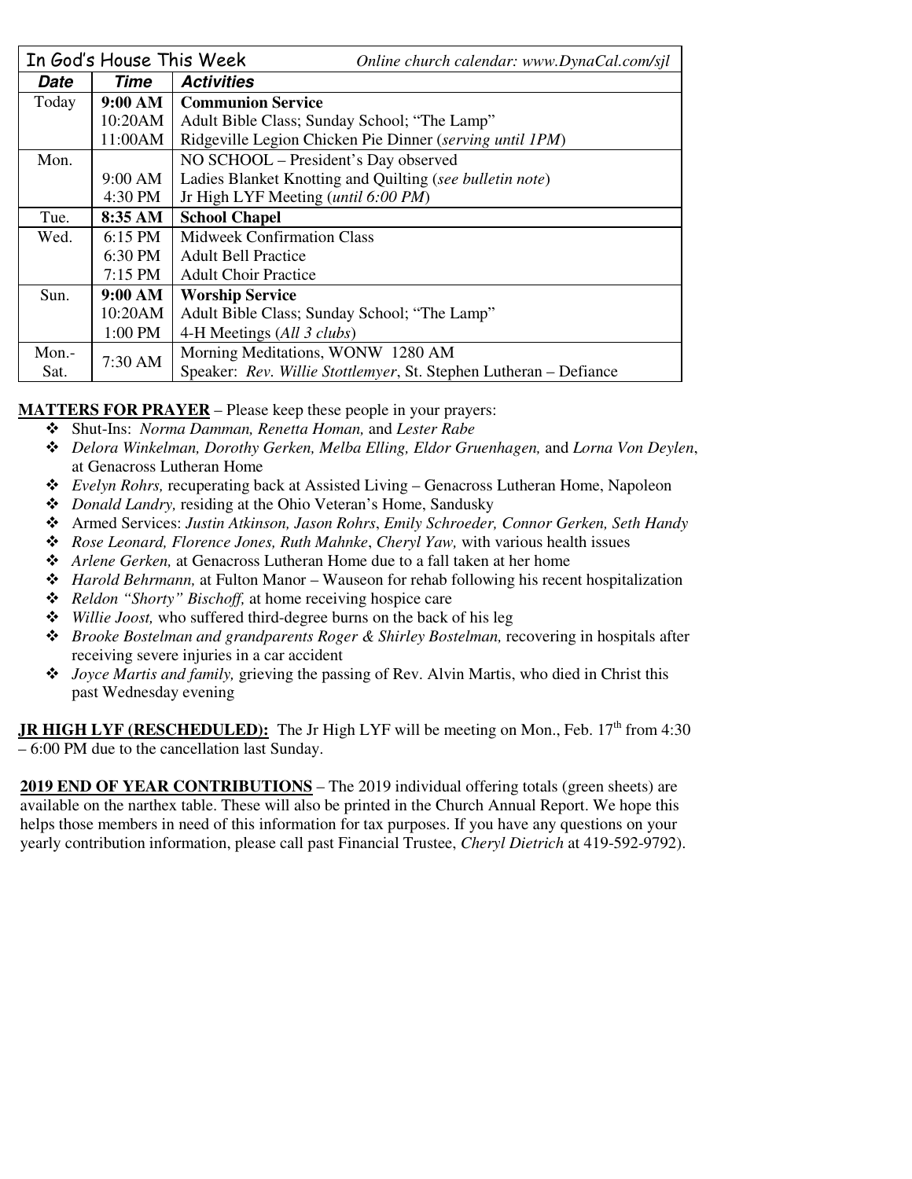| In God's House This Week | | *Online church calendar: www.DynaCal.com/sjl* |
|---|---|---|
| ***Date*** | ***Time*** | ***Activities*** |
| Today | **9:00 AM** | **Communion Service** |
| | 10:20AM | Adult Bible Class; Sunday School; "The Lamp" |
| | 11:00AM | Ridgeville Legion Chicken Pie Dinner (*serving until 1PM*) |
| Mon. | | NO SCHOOL – President's Day observed |
| | 9:00 AM | Ladies Blanket Knotting and Quilting (*see bulletin note*) |
| | 4:30 PM | Jr High LYF Meeting (*until 6:00 PM*) |
| Tue. | **8:35 AM** | **School Chapel** |
| Wed. | 6:15 PM | Midweek Confirmation Class |
| | 6:30 PM | Adult Bell Practice |
| | 7:15 PM | Adult Choir Practice |
| Sun. | **9:00 AM** | **Worship Service** |
| | 10:20AM | Adult Bible Class; Sunday School; "The Lamp" |
| | 1:00 PM | 4-H Meetings (*All 3 clubs*) |
| Mon.-Sat. | 7:30 AM | Morning Meditations, WONW 1280 AM<br>Speaker: *Rev. Willie Stottlemyer*, St. Stephen Lutheran – Defiance |

**MATTERS FOR PRAYER** – Please keep these people in your prayers:

- Shut-Ins: *Norma Damman, Renetta Homan,* and *Lester Rabe*
- *Delora Winkelman, Dorothy Gerken, Melba Elling, Eldor Gruenhagen,* and *Lorna Von Deylen*, at Genacross Lutheran Home
- *Evelyn Rohrs,* recuperating back at Assisted Living – Genacross Lutheran Home, Napoleon
- *Donald Landry,* residing at the Ohio Veteran's Home, Sandusky
- Armed Services: *Justin Atkinson, Jason Rohrs*, *Emily Schroeder, Connor Gerken, Seth Handy*
- *Rose Leonard, Florence Jones, Ruth Mahnke*, *Cheryl Yaw,* with various health issues
- *Arlene Gerken,* at Genacross Lutheran Home due to a fall taken at her home
- *Harold Behrmann,* at Fulton Manor – Wauseon for rehab following his recent hospitalization
- *Reldon "Shorty" Bischoff,* at home receiving hospice care
- *Willie Joost,* who suffered third-degree burns on the back of his leg
- *Brooke Bostelman and grandparents Roger & Shirley Bostelman,* recovering in hospitals after receiving severe injuries in a car accident
- *Joyce Martis and family,* grieving the passing of Rev. Alvin Martis, who died in Christ this past Wednesday evening

**JR HIGH LYF (RESCHEDULED):** The Jr High LYF will be meeting on Mon., Feb. 17th from 4:30 – 6:00 PM due to the cancellation last Sunday.

**2019 END OF YEAR CONTRIBUTIONS** – The 2019 individual offering totals (green sheets) are available on the narthex table. These will also be printed in the Church Annual Report. We hope this helps those members in need of this information for tax purposes. If you have any questions on your yearly contribution information, please call past Financial Trustee, *Cheryl Dietrich* at 419-592-9792).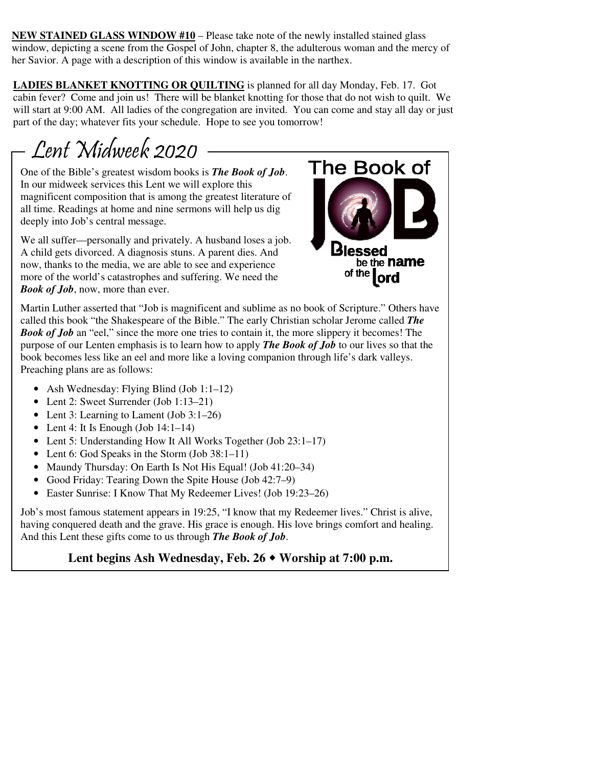**NEW STAINED GLASS WINDOW #10** – Please take note of the newly installed stained glass window, depicting a scene from the Gospel of John, chapter 8, the adulterous woman and the mercy of her Savior. A page with a description of this window is available in the narthex.

**LADIES BLANKET KNOTTING OR QUILTING** is planned for all day Monday, Feb. 17. Got cabin fever? Come and join us! There will be blanket knotting for those that do not wish to quilt. We will start at 9:00 AM. All ladies of the congregation are invited. You can come and stay all day or just part of the day; whatever fits your schedule. Hope to see you tomorrow!

## Lent Midweek 2020

The Book of JOB

Blessed be the name of the Lord

One of the Bible's greatest wisdom books is ***The Book of Job***. In our midweek services this Lent we will explore this magnificent composition that is among the greatest literature of all time. Readings at home and nine sermons will help us dig deeply into Job's central message.

We all suffer—personally and privately. A husband loses a job. A child gets divorced. A diagnosis stuns. A parent dies. And now, thanks to the media, we are able to see and experience more of the world's catastrophes and suffering. We need the ***Book of Job***, now, more than ever.

Martin Luther asserted that "Job is magnificent and sublime as no book of Scripture." Others have called this book "the Shakespeare of the Bible." The early Christian scholar Jerome called ***The Book of Job*** an "eel," since the more one tries to contain it, the more slippery it becomes! The purpose of our Lenten emphasis is to learn how to apply ***The Book of Job*** to our lives so that the book becomes less like an eel and more like a loving companion through life's dark valleys. Preaching plans are as follows:

- Ash Wednesday: Flying Blind (Job 1:1–12)
- Lent 2: Sweet Surrender (Job 1:13–21)
- Lent 3: Learning to Lament (Job 3:1–26)
- Lent 4: It Is Enough (Job 14:1–14)
- Lent 5: Understanding How It All Works Together (Job 23:1–17)
- Lent 6: God Speaks in the Storm (Job 38:1–11)
- Maundy Thursday: On Earth Is Not His Equal! (Job 41:20–34)
- Good Friday: Tearing Down the Spite House (Job 42:7–9)
- Easter Sunrise: I Know That My Redeemer Lives! (Job 19:23–26)

Job's most famous statement appears in 19:25, "I know that my Redeemer lives." Christ is alive, having conquered death and the grave. His grace is enough. His love brings comfort and healing. And this Lent these gifts come to us through ***The Book of Job***.

**Lent begins Ash Wednesday, Feb. 26 ◆ Worship at 7:00 p.m.**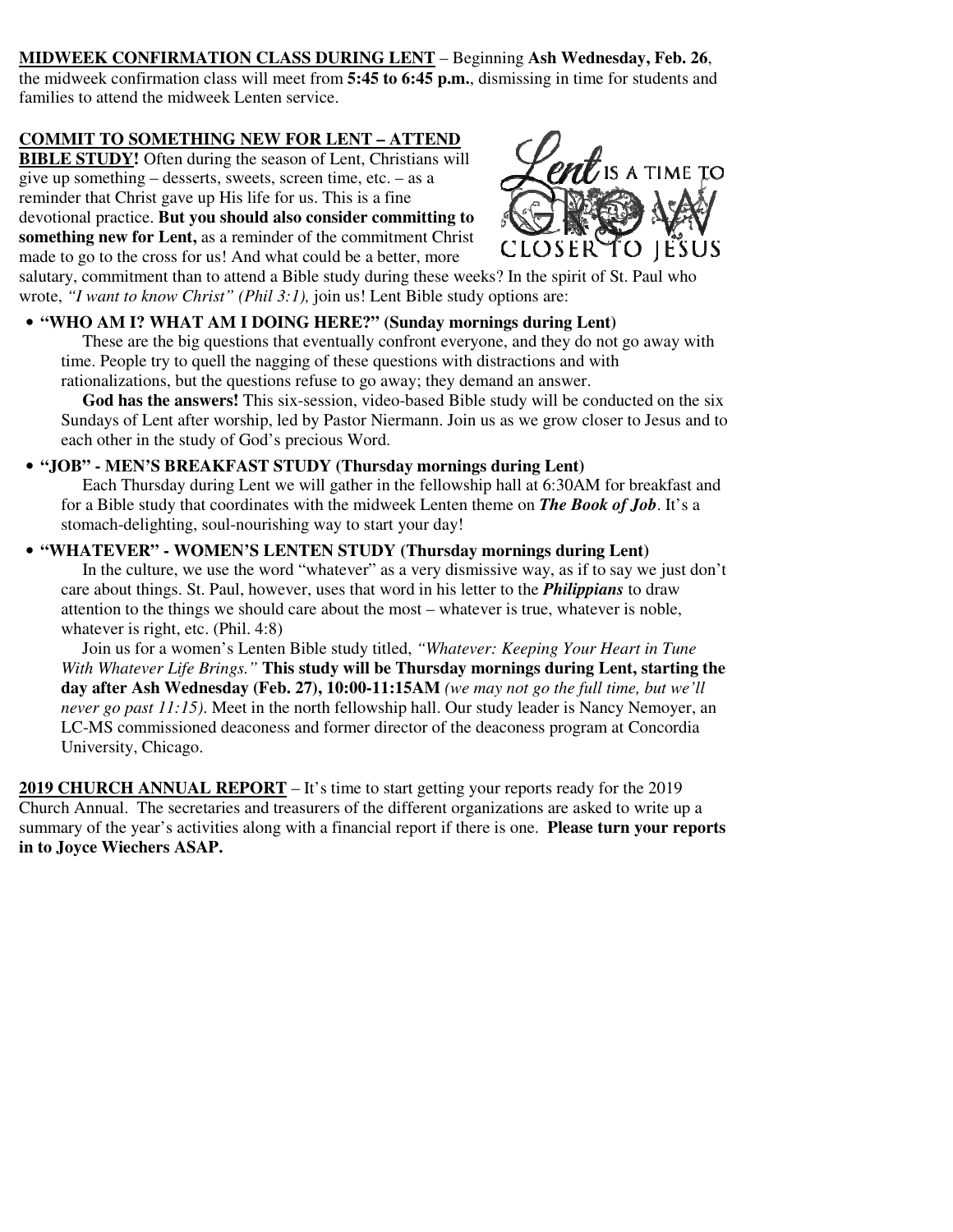**MIDWEEK CONFIRMATION CLASS DURING LENT** – Beginning **Ash Wednesday, Feb. 26**, the midweek confirmation class will meet from **5:45 to 6:45 p.m.**, dismissing in time for students and families to attend the midweek Lenten service.

**COMMIT TO SOMETHING NEW FOR LENT – ATTEND BIBLE STUDY!** Often during the season of Lent, Christians will give up something – desserts, sweets, screen time, etc. – as a reminder that Christ gave up His life for us. This is a fine devotional practice. **But you should also consider committing to something new for Lent,** as a reminder of the commitment Christ made to go to the cross for us! And what could be a better, more salutary, commitment than to attend a Bible study during these weeks? In the spirit of St. Paul who wrote, *"I want to know Christ" (Phil 3:1),* join us! Lent Bible study options are:

- **"WHO AM I? WHAT AM I DOING HERE?" (Sunday mornings during Lent)**

  These are the big questions that eventually confront everyone, and they do not go away with time. People try to quell the nagging of these questions with distractions and with rationalizations, but the questions refuse to go away; they demand an answer.

  **God has the answers!** This six-session, video-based Bible study will be conducted on the six Sundays of Lent after worship, led by Pastor Niermann. Join us as we grow closer to Jesus and to each other in the study of God's precious Word.

- **"JOB" - MEN'S BREAKFAST STUDY (Thursday mornings during Lent)**

  Each Thursday during Lent we will gather in the fellowship hall at 6:30AM for breakfast and for a Bible study that coordinates with the midweek Lenten theme on ***The Book of Job***. It's a stomach-delighting, soul-nourishing way to start your day!

- **"WHATEVER" - WOMEN'S LENTEN STUDY (Thursday mornings during Lent)**

  In the culture, we use the word "whatever" as a very dismissive way, as if to say we just don't care about things. St. Paul, however, uses that word in his letter to the ***Philippians*** to draw attention to the things we should care about the most – whatever is true, whatever is noble, whatever is right, etc. (Phil. 4:8)

  Join us for a women's Lenten Bible study titled, *"Whatever: Keeping Your Heart in Tune With Whatever Life Brings."* **This study will be Thursday mornings during Lent, starting the day after Ash Wednesday (Feb. 27), 10:00-11:15AM** *(we may not go the full time, but we'll never go past 11:15)*. Meet in the north fellowship hall. Our study leader is Nancy Nemoyer, an LC-MS commissioned deaconess and former director of the deaconess program at Concordia University, Chicago.

**2019 CHURCH ANNUAL REPORT** – It's time to start getting your reports ready for the 2019 Church Annual. The secretaries and treasurers of the different organizations are asked to write up a summary of the year's activities along with a financial report if there is one. **Please turn your reports in to Joyce Wiechers ASAP.**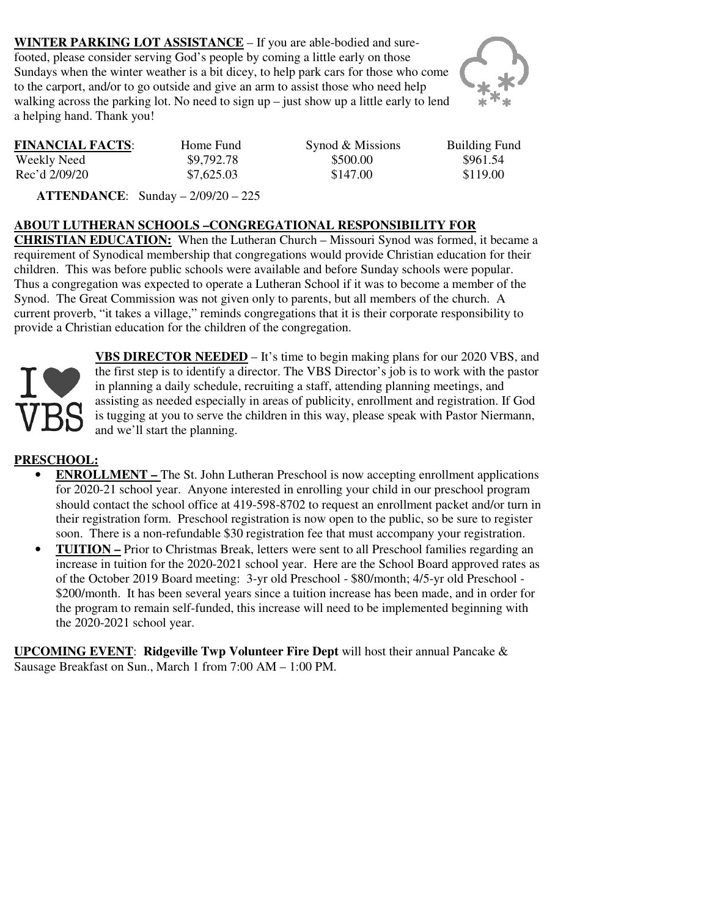**WINTER PARKING LOT ASSISTANCE** – If you are able-bodied and sure-footed, please consider serving God's people by coming a little early on those Sundays when the winter weather is a bit dicey, to help park cars for those who come to the carport, and/or to go outside and give an arm to assist those who need help walking across the parking lot. No need to sign up – just show up a little early to lend a helping hand. Thank you!

| **FINANCIAL FACTS**: | Home Fund | Synod & Missions | Building Fund |
|---|---|---|---|
| Weekly Need | $9,792.78 | $500.00 | $961.54 |
| Rec'd 2/09/20 | $7,625.03 | $147.00 | $119.00 |

**ATTENDANCE**: Sunday – 2/09/20 – 225

**ABOUT LUTHERAN SCHOOLS –CONGREGATIONAL RESPONSIBILITY FOR CHRISTIAN EDUCATION:** When the Lutheran Church – Missouri Synod was formed, it became a requirement of Synodical membership that congregations would provide Christian education for their children. This was before public schools were available and before Sunday schools were popular. Thus a congregation was expected to operate a Lutheran School if it was to become a member of the Synod. The Great Commission was not given only to parents, but all members of the church. A current proverb, "it takes a village," reminds congregations that it is their corporate responsibility to provide a Christian education for the children of the congregation.

**VBS DIRECTOR NEEDED** – It's time to begin making plans for our 2020 VBS, and the first step is to identify a director. The VBS Director's job is to work with the pastor in planning a daily schedule, recruiting a staff, attending planning meetings, and assisting as needed especially in areas of publicity, enrollment and registration. If God is tugging at you to serve the children in this way, please speak with Pastor Niermann, and we'll start the planning.

**PRESCHOOL:**

- **ENROLLMENT –** The St. John Lutheran Preschool is now accepting enrollment applications for 2020-21 school year. Anyone interested in enrolling your child in our preschool program should contact the school office at 419-598-8702 to request an enrollment packet and/or turn in their registration form. Preschool registration is now open to the public, so be sure to register soon. There is a non-refundable $30 registration fee that must accompany your registration.
- **TUITION –** Prior to Christmas Break, letters were sent to all Preschool families regarding an increase in tuition for the 2020-2021 school year. Here are the School Board approved rates as of the October 2019 Board meeting: 3-yr old Preschool - $80/month; 4/5-yr old Preschool - $200/month. It has been several years since a tuition increase has been made, and in order for the program to remain self-funded, this increase will need to be implemented beginning with the 2020-2021 school year.

**UPCOMING EVENT**: **Ridgeville Twp Volunteer Fire Dept** will host their annual Pancake & Sausage Breakfast on Sun., March 1 from 7:00 AM – 1:00 PM.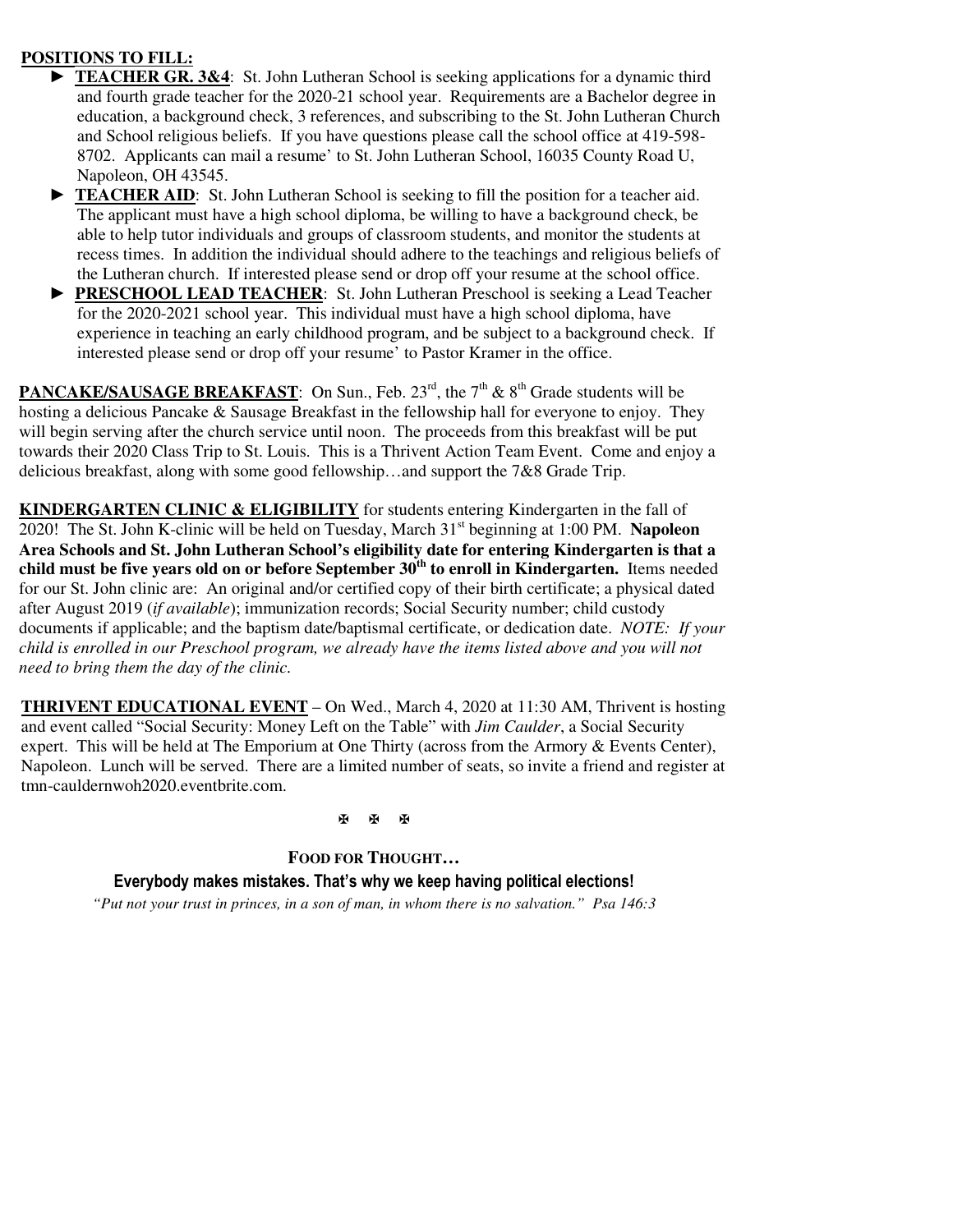**POSITIONS TO FILL:**

- ► **TEACHER GR. 3&4**: St. John Lutheran School is seeking applications for a dynamic third and fourth grade teacher for the 2020-21 school year. Requirements are a Bachelor degree in education, a background check, 3 references, and subscribing to the St. John Lutheran Church and School religious beliefs. If you have questions please call the school office at 419-598-8702. Applicants can mail a resume' to St. John Lutheran School, 16035 County Road U, Napoleon, OH 43545.
- ► **TEACHER AID**: St. John Lutheran School is seeking to fill the position for a teacher aid. The applicant must have a high school diploma, be willing to have a background check, be able to help tutor individuals and groups of classroom students, and monitor the students at recess times. In addition the individual should adhere to the teachings and religious beliefs of the Lutheran church. If interested please send or drop off your resume at the school office.
- ► **PRESCHOOL LEAD TEACHER**: St. John Lutheran Preschool is seeking a Lead Teacher for the 2020-2021 school year. This individual must have a high school diploma, have experience in teaching an early childhood program, and be subject to a background check. If interested please send or drop off your resume' to Pastor Kramer in the office.

**PANCAKE/SAUSAGE BREAKFAST**: On Sun., Feb. 23rd, the 7th & 8th Grade students will be hosting a delicious Pancake & Sausage Breakfast in the fellowship hall for everyone to enjoy. They will begin serving after the church service until noon. The proceeds from this breakfast will be put towards their 2020 Class Trip to St. Louis. This is a Thrivent Action Team Event. Come and enjoy a delicious breakfast, along with some good fellowship…and support the 7&8 Grade Trip.

**KINDERGARTEN CLINIC & ELIGIBILITY** for students entering Kindergarten in the fall of 2020! The St. John K-clinic will be held on Tuesday, March 31st beginning at 1:00 PM. **Napoleon Area Schools and St. John Lutheran School's eligibility date for entering Kindergarten is that a child must be five years old on or before September 30th to enroll in Kindergarten.** Items needed for our St. John clinic are: An original and/or certified copy of their birth certificate; a physical dated after August 2019 (*if available*); immunization records; Social Security number; child custody documents if applicable; and the baptism date/baptismal certificate, or dedication date. *NOTE: If your child is enrolled in our Preschool program, we already have the items listed above and you will not need to bring them the day of the clinic.*

**THRIVENT EDUCATIONAL EVENT** – On Wed., March 4, 2020 at 11:30 AM, Thrivent is hosting and event called "Social Security: Money Left on the Table" with *Jim Caulder*, a Social Security expert. This will be held at The Emporium at One Thirty (across from the Armory & Events Center), Napoleon. Lunch will be served. There are a limited number of seats, so invite a friend and register at tmn-cauldernwoh2020.eventbrite.com.

✠ ✠ ✠

**FOOD FOR THOUGHT…**

**Everybody makes mistakes. That's why we keep having political elections!**

*"Put not your trust in princes, in a son of man, in whom there is no salvation." Psa 146:3*